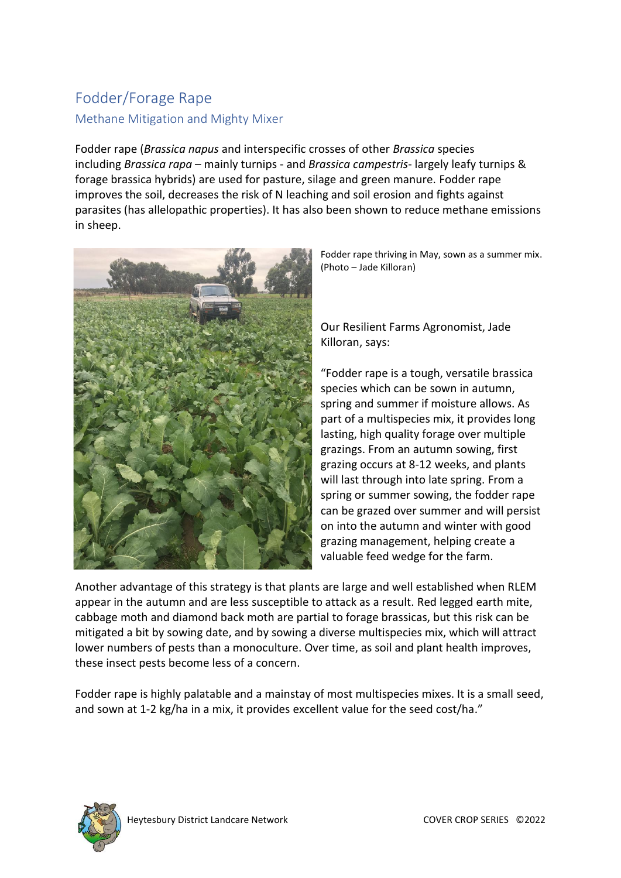# Fodder/Forage Rape

## Methane Mitigation and Mighty Mixer

Fodder rape (*Brassica napus* and interspecific crosses of other *Brassica* species including *Brassica rapa* – mainly turnips - and *Brassica campestris*- largely leafy turnips & forage brassica hybrids) are used for pasture, silage and green manure. Fodder rape improves the soil, decreases the risk of N leaching and soil erosion and fights against parasites (has allelopathic properties). It has also been shown to reduce methane emissions in sheep.

Fodder rape thriving in May, sown as a summer mix. (Photo – Jade Killoran)

Our Resilient Farms Agronomist, Jade Killoran, says:

"Fodder rape is a tough, versatile brassica species which can be sown in autumn, spring and summer if moisture allows. As part of a multispecies mix, it provides long lasting, high quality forage over multiple grazings. From an autumn sowing, first grazing occurs at 8-12 weeks, and plants will last through into late spring. From a spring or summer sowing, the fodder rape can be grazed over summer and will persist on into the autumn and winter with good grazing management, helping create a valuable feed wedge for the farm.

Another advantage of this strategy is that plants are large and well established when RLEM appear in the autumn and are less susceptible to attack as a result. Red legged earth mite, cabbage moth and diamond back moth are partial to forage brassicas, but this risk can be mitigated a bit by sowing date, and by sowing a diverse multispecies mix, which will attract lower numbers of pests than a monoculture. Over time, as soil and plant health improves, these insect pests become less of a concern.

Fodder rape is highly palatable and a mainstay of most multispecies mixes. It is a small seed, and sown at 1-2 kg/ha in a mix, it provides excellent value for the seed cost/ha."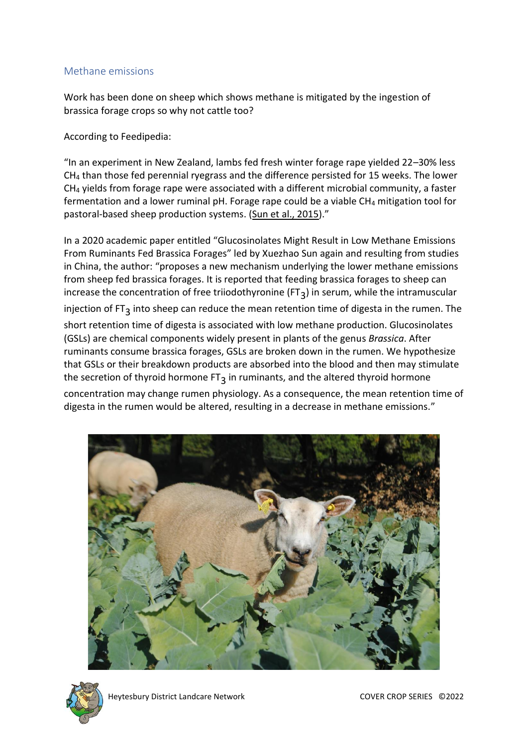## Methane emissions

Work has been done on sheep which shows methane is mitigated by the ingestion of brassica forage crops so why not cattle too?

According to Feedipedia:

"In an experiment in New Zealand, lambs fed fresh winter forage rape yielded 22–30% less $CH_4$ than those fed perennial ryegrass and the difference persisted for 15 weeks. The lower $CH_4$ yields from forage rape were associated with a different microbial community, a faster fermentation and a lower ruminal pH. Forage rape could be a viable $CH_4$ mitigation tool for pastoral-based sheep production systems. (Sun et al., 2015)."

In a 2020 academic paper entitled "Glucosinolates Might Result in Low Methane Emissions From Ruminants Fed Brassica Forages" led by Xuezhao Sun again and resulting from studies in China, the author: "proposes a new mechanism underlying the lower methane emissions from sheep fed brassica forages. It is reported that feeding brassica forages to sheep can increase the concentration of free triiodothyronine ($FT_3$) in serum, while the intramuscular injection of $FT_3$ into sheep can reduce the mean retention time of digesta in the rumen. The short retention time of digesta is associated with low methane production. Glucosinolates (GSLs) are chemical components widely present in plants of the genus *Brassica*. After ruminants consume brassica forages, GSLs are broken down in the rumen. We hypothesize that GSLs or their breakdown products are absorbed into the blood and then may stimulate the secretion of thyroid hormone $FT_3$ in ruminants, and the altered thyroid hormone concentration may change rumen physiology. As a consequence, the mean retention time of digesta in the rumen would be altered, resulting in a decrease in methane emissions."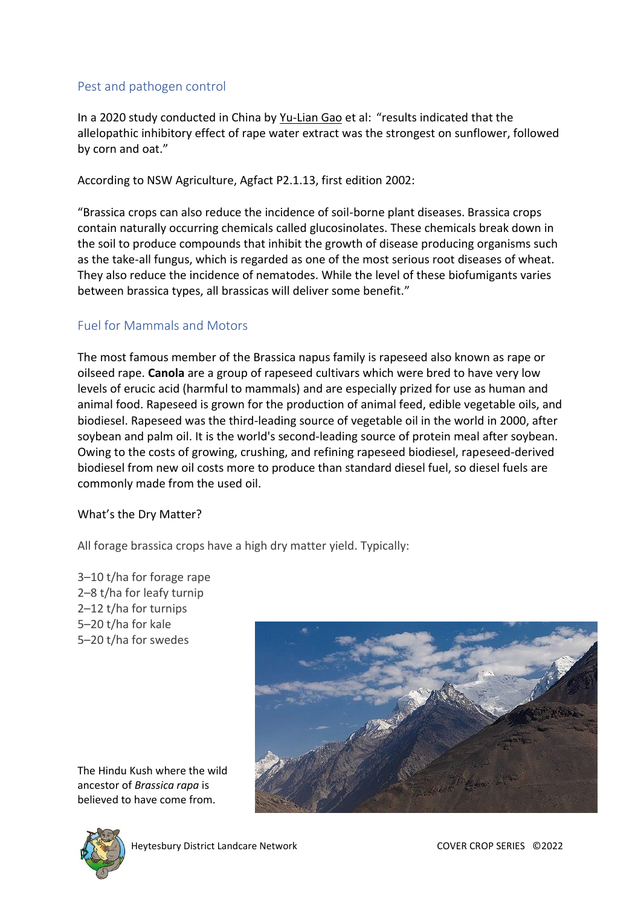## Pest and pathogen control

In a 2020 study conducted in China by Yu-Lian Gao et al: "results indicated that the allelopathic inhibitory effect of rape water extract was the strongest on sunflower, followed by corn and oat."

According to NSW Agriculture, Agfact P2.1.13, first edition 2002:

"Brassica crops can also reduce the incidence of soil-borne plant diseases. Brassica crops contain naturally occurring chemicals called glucosinolates. These chemicals break down in the soil to produce compounds that inhibit the growth of disease producing organisms such as the take-all fungus, which is regarded as one of the most serious root diseases of wheat. They also reduce the incidence of nematodes. While the level of these biofumigants varies between brassica types, all brassicas will deliver some benefit."

## Fuel for Mammals and Motors

The most famous member of the Brassica napus family is rapeseed also known as rape or oilseed rape. **Canola** are a group of rapeseed cultivars which were bred to have very low levels of erucic acid (harmful to mammals) and are especially prized for use as human and animal food. Rapeseed is grown for the production of animal feed, edible vegetable oils, and biodiesel. Rapeseed was the third-leading source of vegetable oil in the world in 2000, after soybean and palm oil. It is the world's second-leading source of protein meal after soybean. Owing to the costs of growing, crushing, and refining rapeseed biodiesel, rapeseed-derived biodiesel from new oil costs more to produce than standard diesel fuel, so diesel fuels are commonly made from the used oil.

What's the Dry Matter?

All forage brassica crops have a high dry matter yield. Typically:

3–10 t/ha for forage rape
2–8 t/ha for leafy turnip
2–12 t/ha for turnips
5–20 t/ha for kale
5–20 t/ha for swedes

The Hindu Kush where the wild ancestor of *Brassica rapa* is believed to have come from.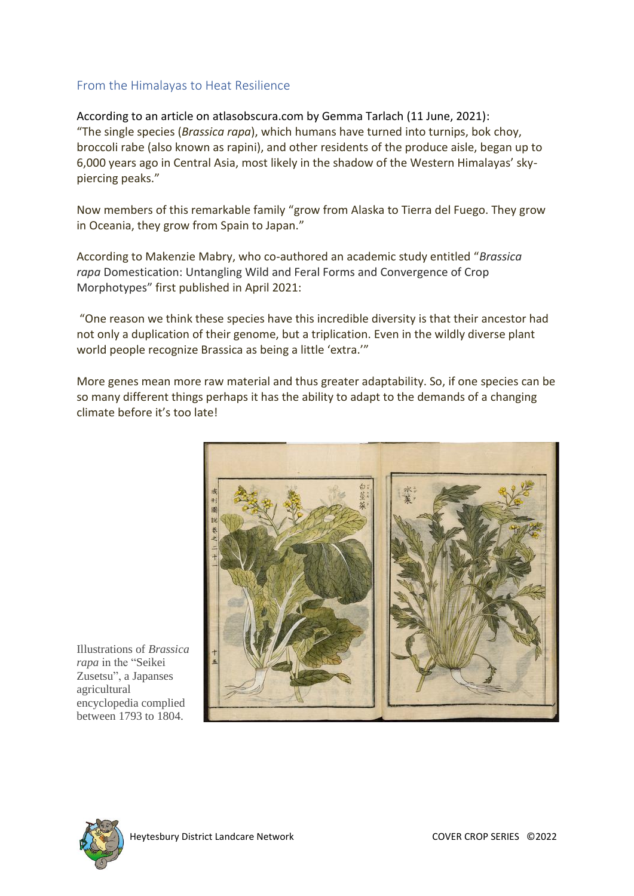## From the Himalayas to Heat Resilience

According to an article on atlasobscura.com by Gemma Tarlach (11 June, 2021):
"The single species (*Brassica rapa*), which humans have turned into turnips, bok choy, broccoli rabe (also known as rapini), and other residents of the produce aisle, began up to 6,000 years ago in Central Asia, most likely in the shadow of the Western Himalayas' sky-piercing peaks."

Now members of this remarkable family "grow from Alaska to Tierra del Fuego. They grow in Oceania, they grow from Spain to Japan."

According to Makenzie Mabry, who co-authored an academic study entitled "*Brassica rapa* Domestication: Untangling Wild and Feral Forms and Convergence of Crop Morphotypes" first published in April 2021:

"One reason we think these species have this incredible diversity is that their ancestor had not only a duplication of their genome, but a triplication. Even in the wildly diverse plant world people recognize Brassica as being a little 'extra.'"

More genes mean more raw material and thus greater adaptability. So, if one species can be so many different things perhaps it has the ability to adapt to the demands of a changing climate before it's too late!

Illustrations of *Brassica rapa* in the "Seikei Zusetsu", a Japanses agricultural encyclopedia complied between 1793 to 1804.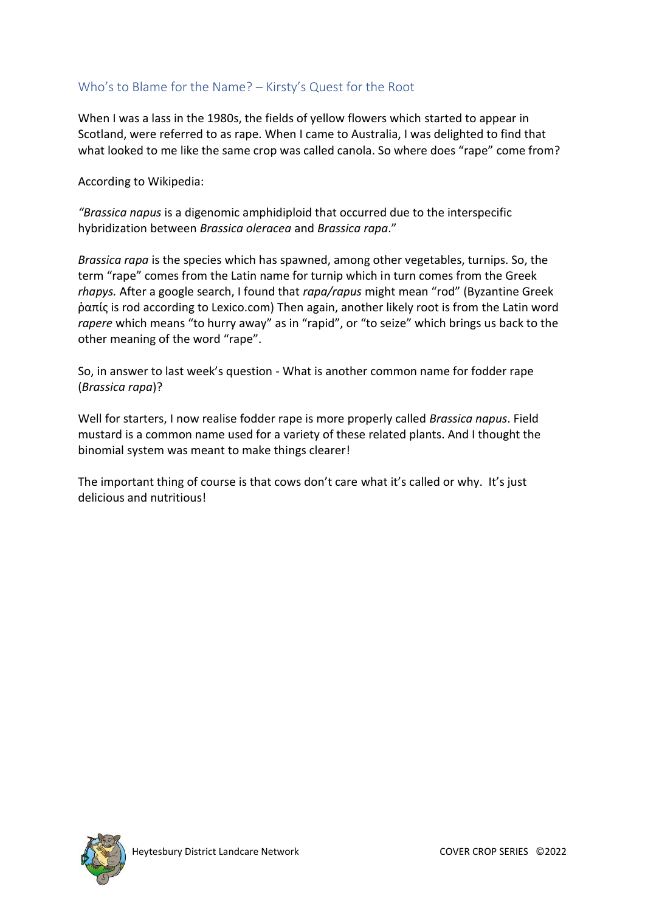## Who's to Blame for the Name? – Kirsty's Quest for the Root

When I was a lass in the 1980s, the fields of yellow flowers which started to appear in Scotland, were referred to as rape. When I came to Australia, I was delighted to find that what looked to me like the same crop was called canola. So where does "rape" come from?

According to Wikipedia:

*"Brassica napus* is a digenomic amphidiploid that occurred due to the interspecific hybridization between *Brassica oleracea* and *Brassica rapa*."

*Brassica rapa* is the species which has spawned, among other vegetables, turnips. So, the term "rape" comes from the Latin name for turnip which in turn comes from the Greek *rhapys.* After a google search, I found that *rapa/rapus* might mean "rod" (Byzantine Greek ῥαπίς is rod according to Lexico.com) Then again, another likely root is from the Latin word *rapere* which means "to hurry away" as in "rapid", or "to seize" which brings us back to the other meaning of the word "rape".

So, in answer to last week's question - What is another common name for fodder rape (*Brassica rapa*)?

Well for starters, I now realise fodder rape is more properly called *Brassica napus*. Field mustard is a common name used for a variety of these related plants. And I thought the binomial system was meant to make things clearer!

The important thing of course is that cows don't care what it's called or why. It's just delicious and nutritious!